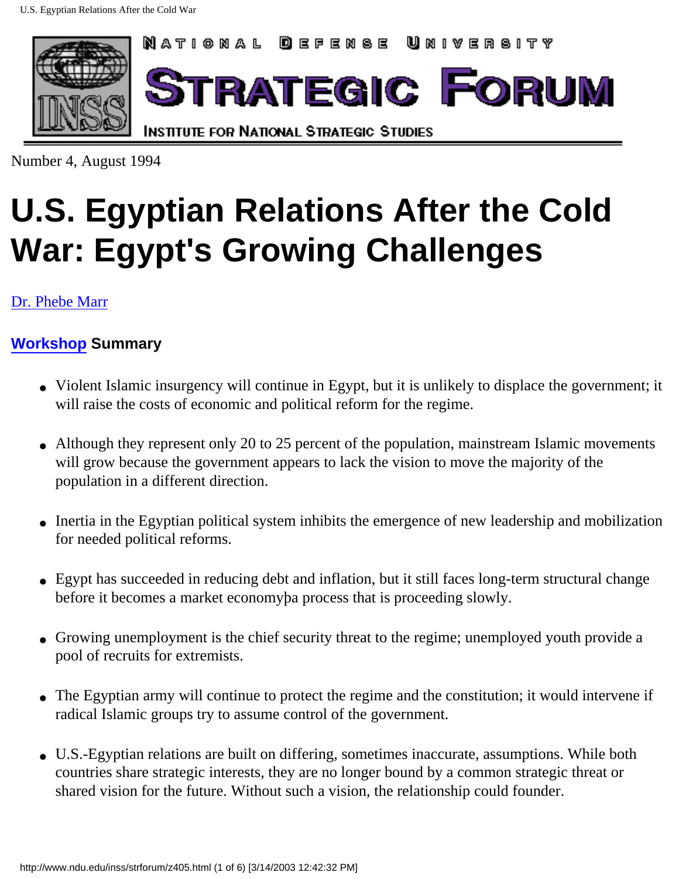NATIONAL DEFENSE UNIVERSITY

STRATEGIC FORUM

INSTITUTE FOR NATIONAL STRATEGIC STUDIES

Number 4, August 1994

# U.S. Egyptian Relations After the Cold War: Egypt's Growing Challenges

Dr. Phebe Marr

### Workshop Summary

- Violent Islamic insurgency will continue in Egypt, but it is unlikely to displace the government; it will raise the costs of economic and political reform for the regime.
- Although they represent only 20 to 25 percent of the population, mainstream Islamic movements will grow because the government appears to lack the vision to move the majority of the population in a different direction.
- Inertia in the Egyptian political system inhibits the emergence of new leadership and mobilization for needed political reforms.
- Egypt has succeeded in reducing debt and inflation, but it still faces long-term structural change before it becomes a market economyþa process that is proceeding slowly.
- Growing unemployment is the chief security threat to the regime; unemployed youth provide a pool of recruits for extremists.
- The Egyptian army will continue to protect the regime and the constitution; it would intervene if radical Islamic groups try to assume control of the government.
- U.S.-Egyptian relations are built on differing, sometimes inaccurate, assumptions. While both countries share strategic interests, they are no longer bound by a common strategic threat or shared vision for the future. Without such a vision, the relationship could founder.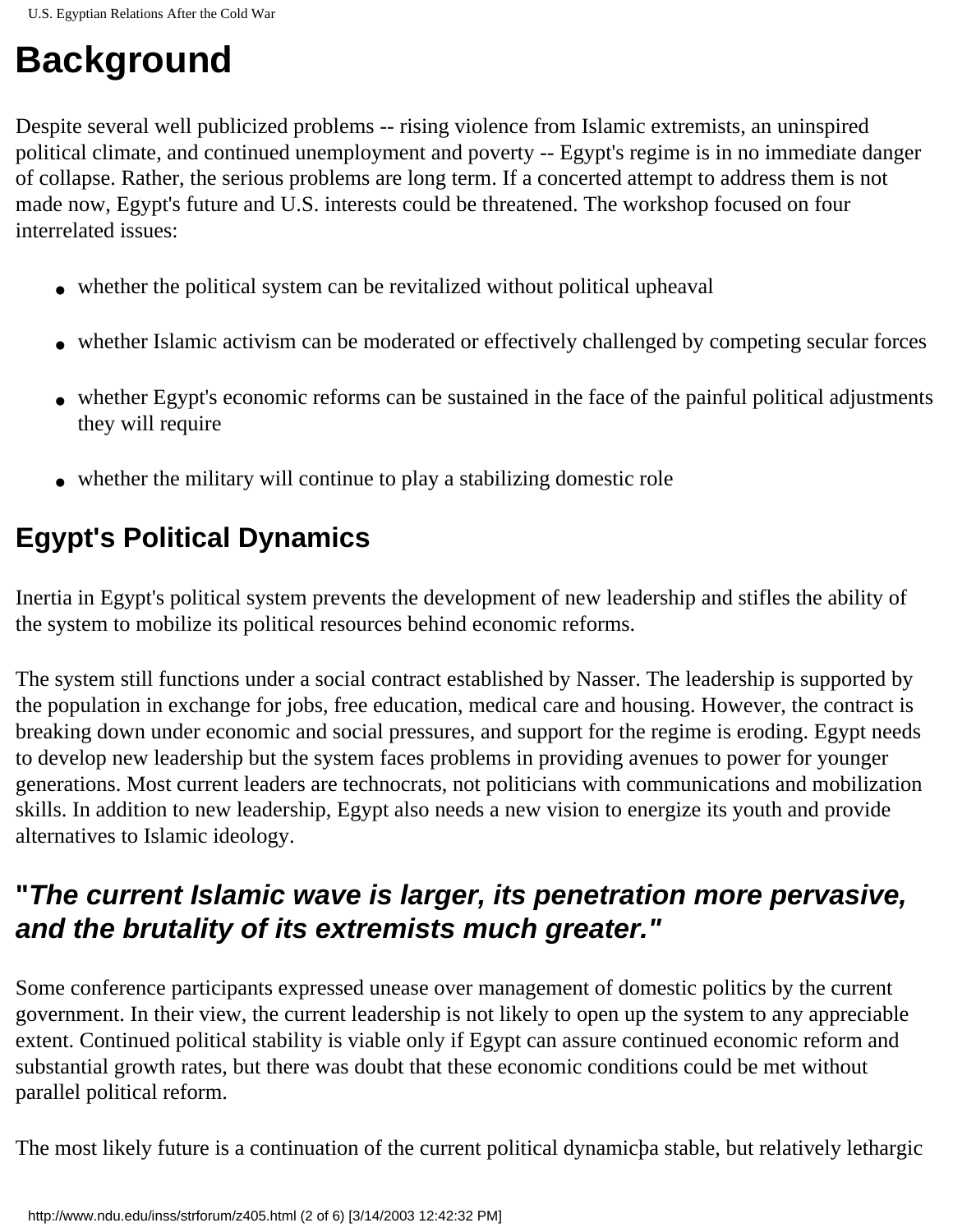# Background

Despite several well publicized problems -- rising violence from Islamic extremists, an uninspired political climate, and continued unemployment and poverty -- Egypt's regime is in no immediate danger of collapse. Rather, the serious problems are long term. If a concerted attempt to address them is not made now, Egypt's future and U.S. interests could be threatened. The workshop focused on four interrelated issues:

- whether the political system can be revitalized without political upheaval
- whether Islamic activism can be moderated or effectively challenged by competing secular forces
- whether Egypt's economic reforms can be sustained in the face of the painful political adjustments they will require
- whether the military will continue to play a stabilizing domestic role

## Egypt's Political Dynamics

Inertia in Egypt's political system prevents the development of new leadership and stifles the ability of the system to mobilize its political resources behind economic reforms.

The system still functions under a social contract established by Nasser. The leadership is supported by the population in exchange for jobs, free education, medical care and housing. However, the contract is breaking down under economic and social pressures, and support for the regime is eroding. Egypt needs to develop new leadership but the system faces problems in providing avenues to power for younger generations. Most current leaders are technocrats, not politicians with communications and mobilization skills. In addition to new leadership, Egypt also needs a new vision to energize its youth and provide alternatives to Islamic ideology.

## "*The current Islamic wave is larger, its penetration more pervasive, and the brutality of its extremists much greater.*"

Some conference participants expressed unease over management of domestic politics by the current government. In their view, the current leadership is not likely to open up the system to any appreciable extent. Continued political stability is viable only if Egypt can assure continued economic reform and substantial growth rates, but there was doubt that these economic conditions could be met without parallel political reform.

The most likely future is a continuation of the current political dynamicþa stable, but relatively lethargic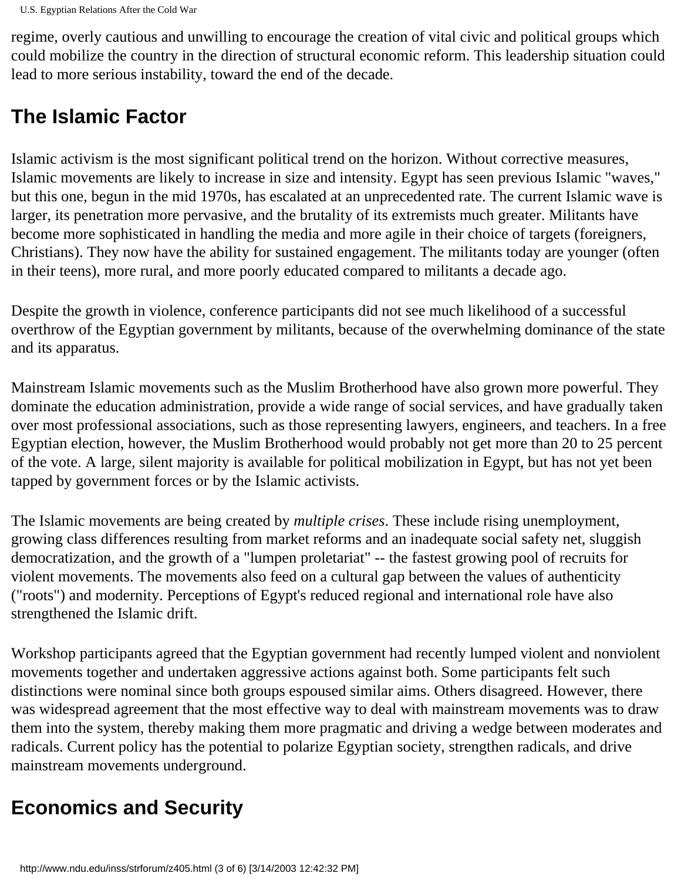regime, overly cautious and unwilling to encourage the creation of vital civic and political groups which could mobilize the country in the direction of structural economic reform. This leadership situation could lead to more serious instability, toward the end of the decade.

## The Islamic Factor

Islamic activism is the most significant political trend on the horizon. Without corrective measures, Islamic movements are likely to increase in size and intensity. Egypt has seen previous Islamic "waves," but this one, begun in the mid 1970s, has escalated at an unprecedented rate. The current Islamic wave is larger, its penetration more pervasive, and the brutality of its extremists much greater. Militants have become more sophisticated in handling the media and more agile in their choice of targets (foreigners, Christians). They now have the ability for sustained engagement. The militants today are younger (often in their teens), more rural, and more poorly educated compared to militants a decade ago.

Despite the growth in violence, conference participants did not see much likelihood of a successful overthrow of the Egyptian government by militants, because of the overwhelming dominance of the state and its apparatus.

Mainstream Islamic movements such as the Muslim Brotherhood have also grown more powerful. They dominate the education administration, provide a wide range of social services, and have gradually taken over most professional associations, such as those representing lawyers, engineers, and teachers. In a free Egyptian election, however, the Muslim Brotherhood would probably not get more than 20 to 25 percent of the vote. A large, silent majority is available for political mobilization in Egypt, but has not yet been tapped by government forces or by the Islamic activists.

The Islamic movements are being created by *multiple crises*. These include rising unemployment, growing class differences resulting from market reforms and an inadequate social safety net, sluggish democratization, and the growth of a "lumpen proletariat" -- the fastest growing pool of recruits for violent movements. The movements also feed on a cultural gap between the values of authenticity ("roots") and modernity. Perceptions of Egypt's reduced regional and international role have also strengthened the Islamic drift.

Workshop participants agreed that the Egyptian government had recently lumped violent and nonviolent movements together and undertaken aggressive actions against both. Some participants felt such distinctions were nominal since both groups espoused similar aims. Others disagreed. However, there was widespread agreement that the most effective way to deal with mainstream movements was to draw them into the system, thereby making them more pragmatic and driving a wedge between moderates and radicals. Current policy has the potential to polarize Egyptian society, strengthen radicals, and drive mainstream movements underground.

## Economics and Security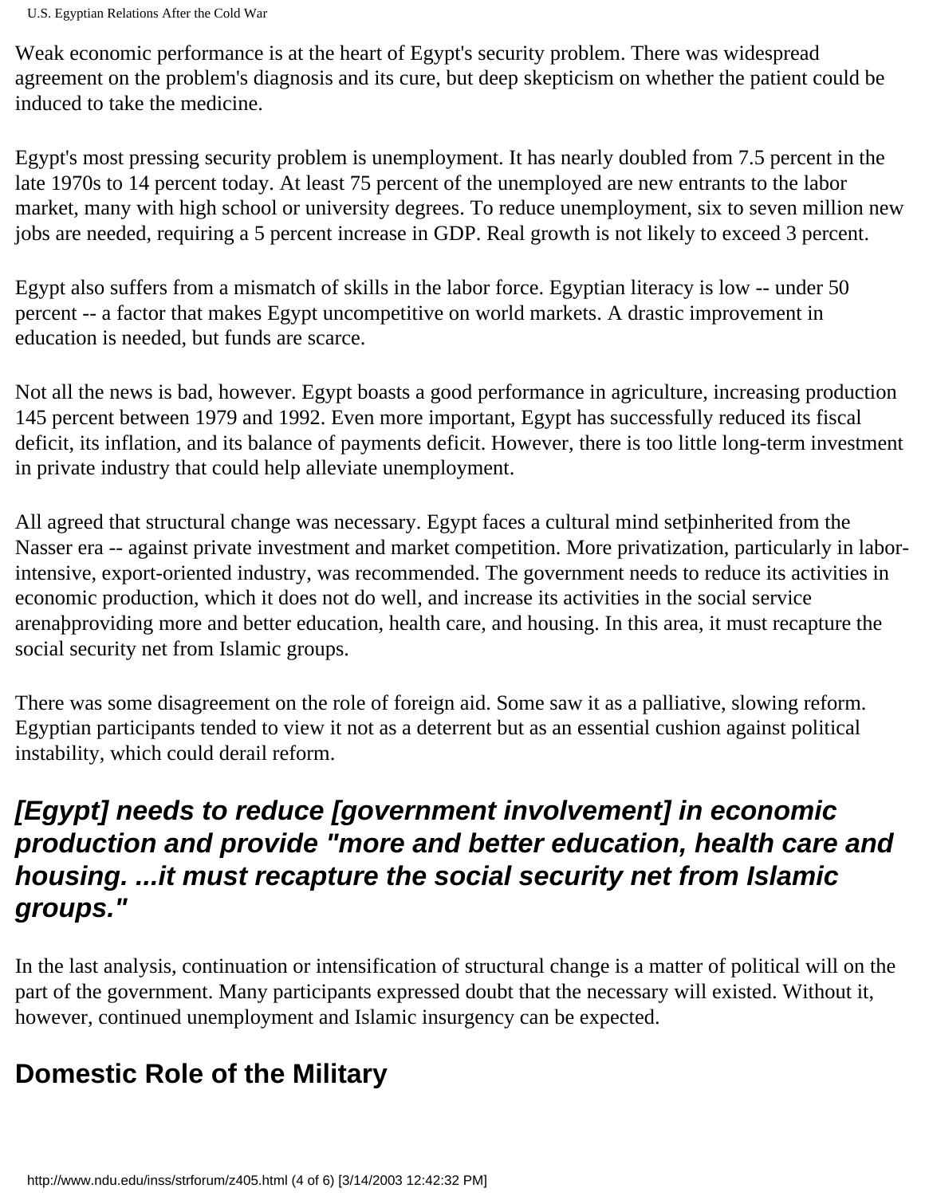Weak economic performance is at the heart of Egypt's security problem. There was widespread agreement on the problem's diagnosis and its cure, but deep skepticism on whether the patient could be induced to take the medicine.

Egypt's most pressing security problem is unemployment. It has nearly doubled from 7.5 percent in the late 1970s to 14 percent today. At least 75 percent of the unemployed are new entrants to the labor market, many with high school or university degrees. To reduce unemployment, six to seven million new jobs are needed, requiring a 5 percent increase in GDP. Real growth is not likely to exceed 3 percent.

Egypt also suffers from a mismatch of skills in the labor force. Egyptian literacy is low -- under 50 percent -- a factor that makes Egypt uncompetitive on world markets. A drastic improvement in education is needed, but funds are scarce.

Not all the news is bad, however. Egypt boasts a good performance in agriculture, increasing production 145 percent between 1979 and 1992. Even more important, Egypt has successfully reduced its fiscal deficit, its inflation, and its balance of payments deficit. However, there is too little long-term investment in private industry that could help alleviate unemployment.

All agreed that structural change was necessary. Egypt faces a cultural mind setþinherited from the Nasser era -- against private investment and market competition. More privatization, particularly in labor-intensive, export-oriented industry, was recommended. The government needs to reduce its activities in economic production, which it does not do well, and increase its activities in the social service arenaþproviding more and better education, health care, and housing. In this area, it must recapture the social security net from Islamic groups.

There was some disagreement on the role of foreign aid. Some saw it as a palliative, slowing reform. Egyptian participants tended to view it not as a deterrent but as an essential cushion against political instability, which could derail reform.

### *[Egypt] needs to reduce [government involvement] in economic production and provide "more and better education, health care and housing. ...it must recapture the social security net from Islamic groups."*

In the last analysis, continuation or intensification of structural change is a matter of political will on the part of the government. Many participants expressed doubt that the necessary will existed. Without it, however, continued unemployment and Islamic insurgency can be expected.

## Domestic Role of the Military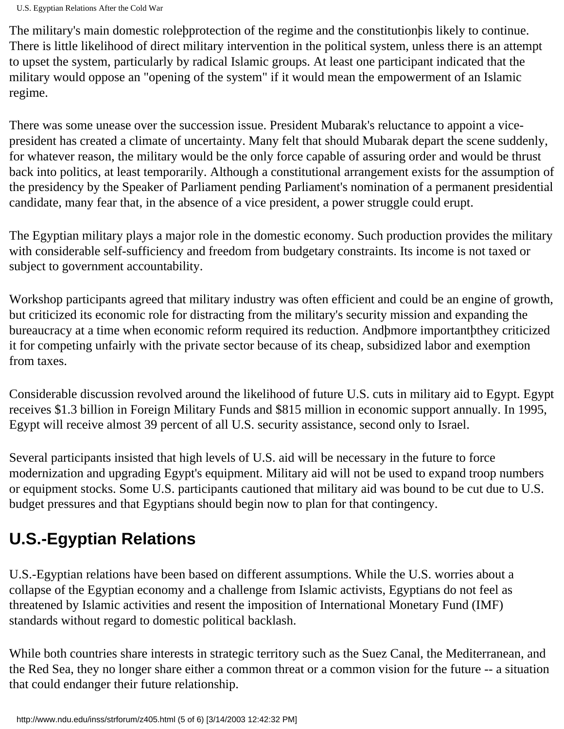The military's main domestic roleþprotection of the regime and the constitutionþis likely to continue. There is little likelihood of direct military intervention in the political system, unless there is an attempt to upset the system, particularly by radical Islamic groups. At least one participant indicated that the military would oppose an "opening of the system" if it would mean the empowerment of an Islamic regime.

There was some unease over the succession issue. President Mubarak's reluctance to appoint a vice-president has created a climate of uncertainty. Many felt that should Mubarak depart the scene suddenly, for whatever reason, the military would be the only force capable of assuring order and would be thrust back into politics, at least temporarily. Although a constitutional arrangement exists for the assumption of the presidency by the Speaker of Parliament pending Parliament's nomination of a permanent presidential candidate, many fear that, in the absence of a vice president, a power struggle could erupt.

The Egyptian military plays a major role in the domestic economy. Such production provides the military with considerable self-sufficiency and freedom from budgetary constraints. Its income is not taxed or subject to government accountability.

Workshop participants agreed that military industry was often efficient and could be an engine of growth, but criticized its economic role for distracting from the military's security mission and expanding the bureaucracy at a time when economic reform required its reduction. Andþmore importantþthey criticized it for competing unfairly with the private sector because of its cheap, subsidized labor and exemption from taxes.

Considerable discussion revolved around the likelihood of future U.S. cuts in military aid to Egypt. Egypt receives $1.3 billion in Foreign Military Funds and $815 million in economic support annually. In 1995, Egypt will receive almost 39 percent of all U.S. security assistance, second only to Israel.

Several participants insisted that high levels of U.S. aid will be necessary in the future to force modernization and upgrading Egypt's equipment. Military aid will not be used to expand troop numbers or equipment stocks. Some U.S. participants cautioned that military aid was bound to be cut due to U.S. budget pressures and that Egyptians should begin now to plan for that contingency.

## U.S.-Egyptian Relations

U.S.-Egyptian relations have been based on different assumptions. While the U.S. worries about a collapse of the Egyptian economy and a challenge from Islamic activists, Egyptians do not feel as threatened by Islamic activities and resent the imposition of International Monetary Fund (IMF) standards without regard to domestic political backlash.

While both countries share interests in strategic territory such as the Suez Canal, the Mediterranean, and the Red Sea, they no longer share either a common threat or a common vision for the future -- a situation that could endanger their future relationship.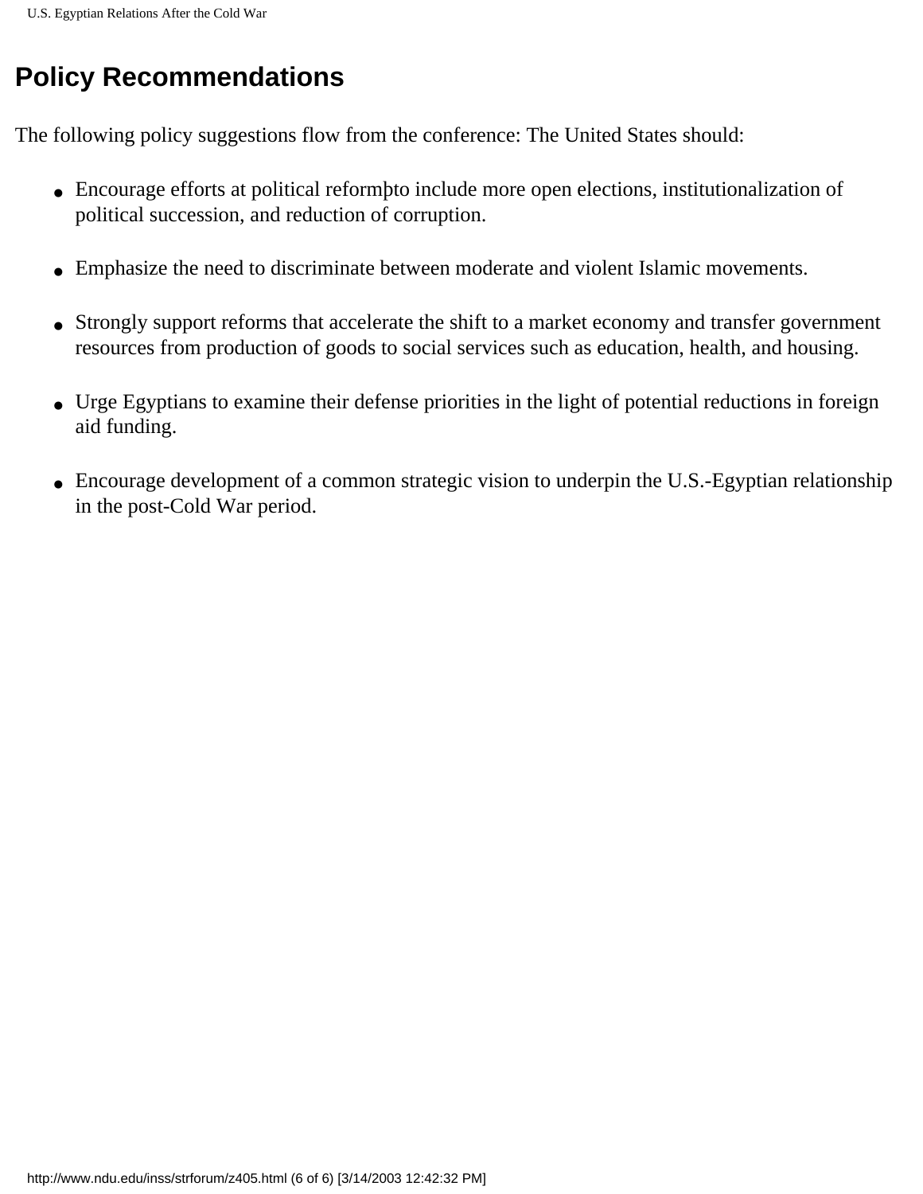## Policy Recommendations

The following policy suggestions flow from the conference: The United States should:

- Encourage efforts at political reformþto include more open elections, institutionalization of political succession, and reduction of corruption.
- Emphasize the need to discriminate between moderate and violent Islamic movements.
- Strongly support reforms that accelerate the shift to a market economy and transfer government resources from production of goods to social services such as education, health, and housing.
- Urge Egyptians to examine their defense priorities in the light of potential reductions in foreign aid funding.
- Encourage development of a common strategic vision to underpin the U.S.-Egyptian relationship in the post-Cold War period.